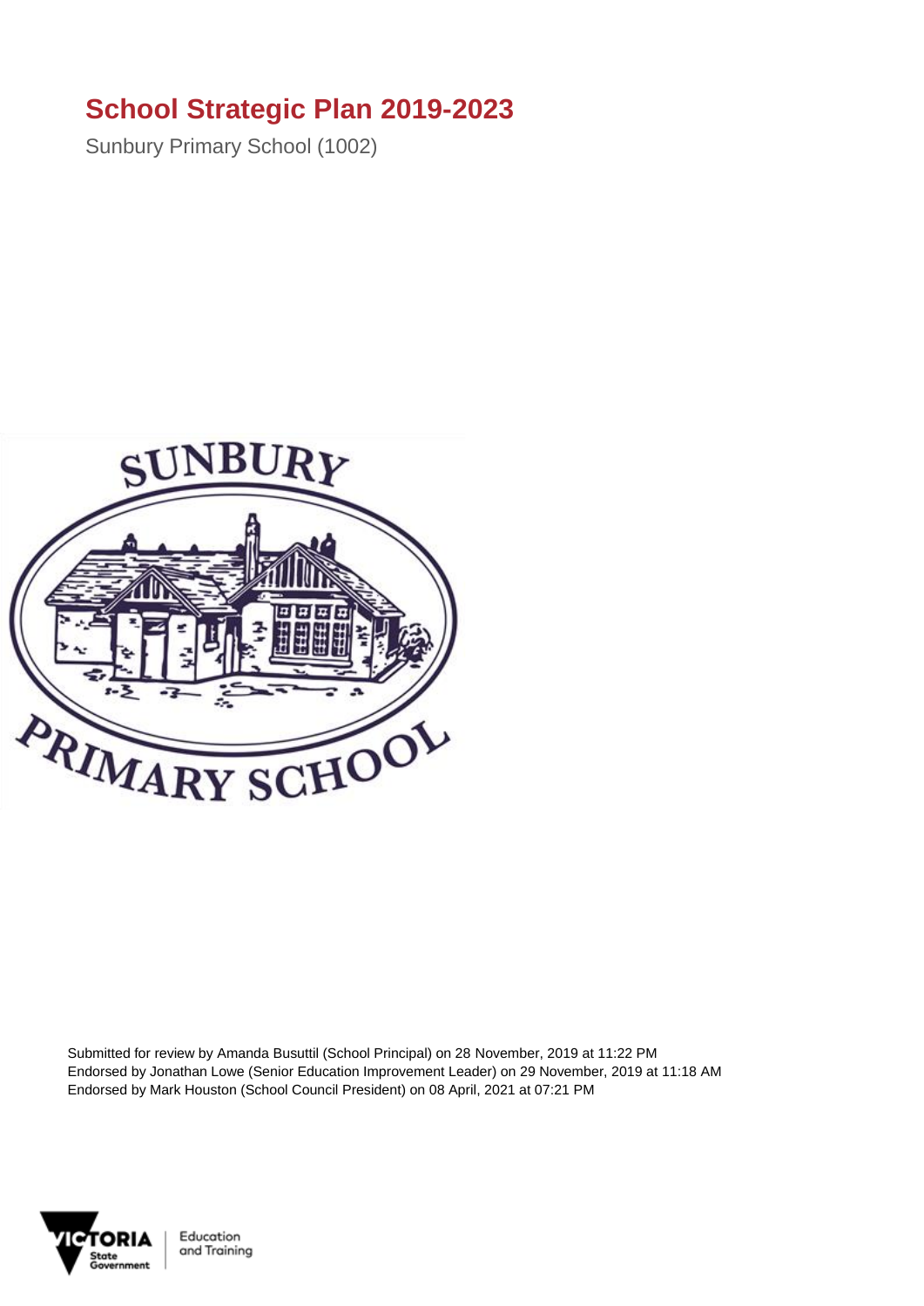# School Strategic Plan 2019-2023

Sunbury Primary School (1002)

Submitted for review by Amanda Busuttil (School Principal) on 28 November, 2019 at 11:22 PM
Endorsed by Jonathan Lowe (Senior Education Improvement Leader) on 29 November, 2019 at 11:18 AM
Endorsed by Mark Houston (School Council President) on 08 April, 2021 at 07:21 PM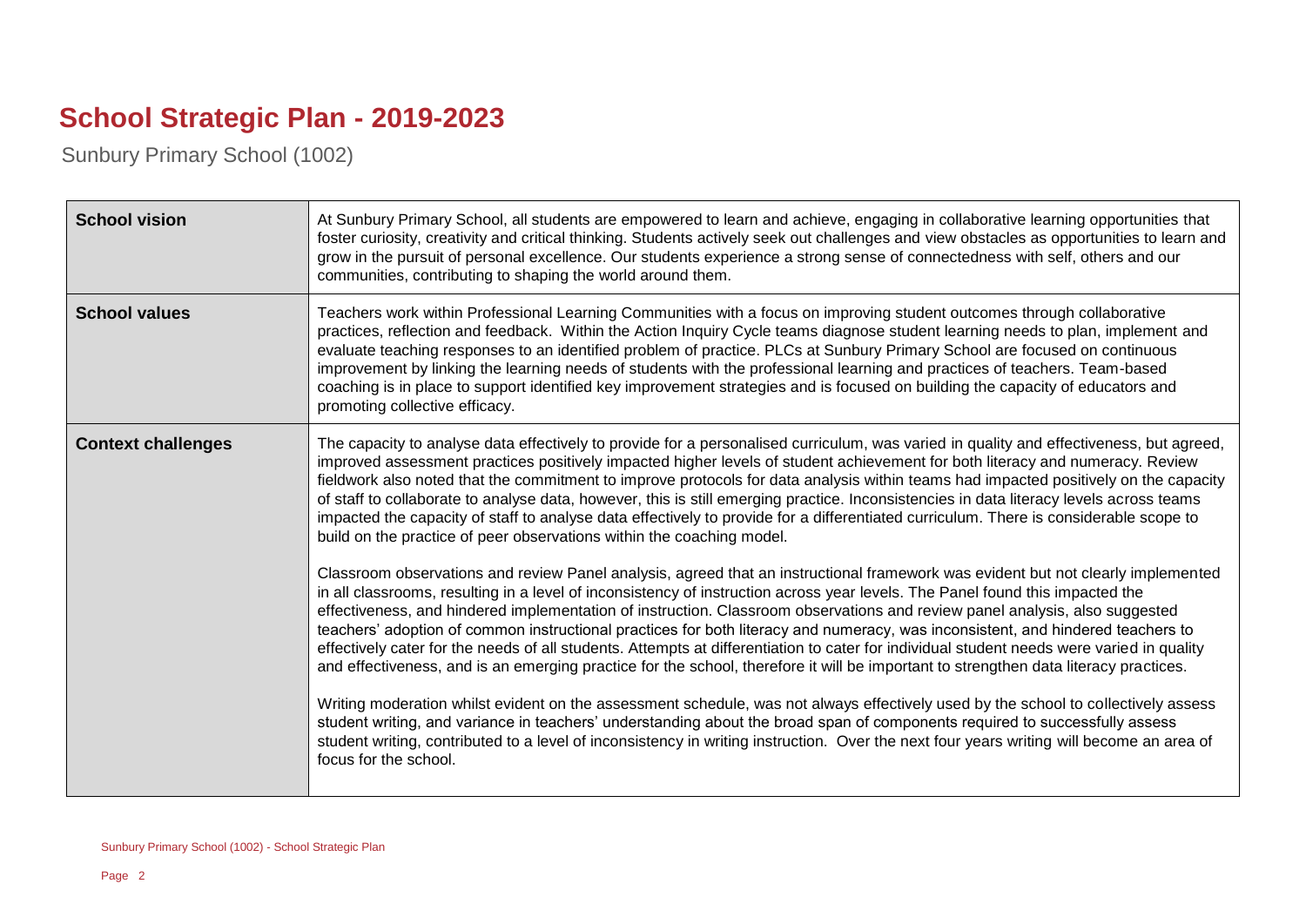# School Strategic Plan - 2019-2023

Sunbury Primary School (1002)

| | |
|---|---|
| **School vision** | At Sunbury Primary School, all students are empowered to learn and achieve, engaging in collaborative learning opportunities that foster curiosity, creativity and critical thinking. Students actively seek out challenges and view obstacles as opportunities to learn and grow in the pursuit of personal excellence. Our students experience a strong sense of connectedness with self, others and our communities, contributing to shaping the world around them. |
| **School values** | Teachers work within Professional Learning Communities with a focus on improving student outcomes through collaborative practices, reflection and feedback. Within the Action Inquiry Cycle teams diagnose student learning needs to plan, implement and evaluate teaching responses to an identified problem of practice. PLCs at Sunbury Primary School are focused on continuous improvement by linking the learning needs of students with the professional learning and practices of teachers. Team-based coaching is in place to support identified key improvement strategies and is focused on building the capacity of educators and promoting collective efficacy. |
| **Context challenges** | The capacity to analyse data effectively to provide for a personalised curriculum, was varied in quality and effectiveness, but agreed, improved assessment practices positively impacted higher levels of student achievement for both literacy and numeracy. Review fieldwork also noted that the commitment to improve protocols for data analysis within teams had impacted positively on the capacity of staff to collaborate to analyse data, however, this is still emerging practice. Inconsistencies in data literacy levels across teams impacted the capacity of staff to analyse data effectively to provide for a differentiated curriculum. There is considerable scope to build on the practice of peer observations within the coaching model.<br><br>Classroom observations and review Panel analysis, agreed that an instructional framework was evident but not clearly implemented in all classrooms, resulting in a level of inconsistency of instruction across year levels. The Panel found this impacted the effectiveness, and hindered implementation of instruction. Classroom observations and review panel analysis, also suggested teachers' adoption of common instructional practices for both literacy and numeracy, was inconsistent, and hindered teachers to effectively cater for the needs of all students. Attempts at differentiation to cater for individual student needs were varied in quality and effectiveness, and is an emerging practice for the school, therefore it will be important to strengthen data literacy practices.<br><br>Writing moderation whilst evident on the assessment schedule, was not always effectively used by the school to collectively assess student writing, and variance in teachers' understanding about the broad span of components required to successfully assess student writing, contributed to a level of inconsistency in writing instruction. Over the next four years writing will become an area of focus for the school. |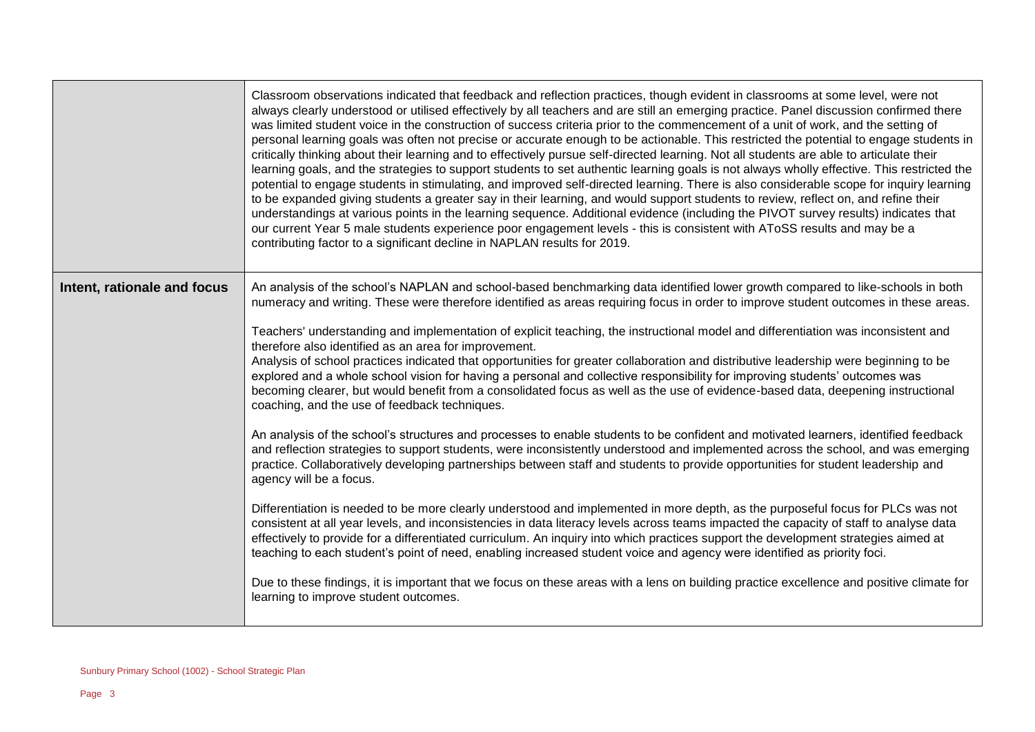| | |
|---|---|
| | Classroom observations indicated that feedback and reflection practices, though evident in classrooms at some level, were not always clearly understood or utilised effectively by all teachers and are still an emerging practice. Panel discussion confirmed there was limited student voice in the construction of success criteria prior to the commencement of a unit of work, and the setting of personal learning goals was often not precise or accurate enough to be actionable. This restricted the potential to engage students in critically thinking about their learning and to effectively pursue self-directed learning. Not all students are able to articulate their learning goals, and the strategies to support students to set authentic learning goals is not always wholly effective. This restricted the potential to engage students in stimulating, and improved self-directed learning. There is also considerable scope for inquiry learning to be expanded giving students a greater say in their learning, and would support students to review, reflect on, and refine their understandings at various points in the learning sequence. Additional evidence (including the PIVOT survey results) indicates that our current Year 5 male students experience poor engagement levels - this is consistent with AToSS results and may be a contributing factor to a significant decline in NAPLAN results for 2019. |
| **Intent, rationale and focus** | An analysis of the school's NAPLAN and school-based benchmarking data identified lower growth compared to like-schools in both numeracy and writing. These were therefore identified as areas requiring focus in order to improve student outcomes in these areas.<br><br>Teachers' understanding and implementation of explicit teaching, the instructional model and differentiation was inconsistent and therefore also identified as an area for improvement.<br>Analysis of school practices indicated that opportunities for greater collaboration and distributive leadership were beginning to be explored and a whole school vision for having a personal and collective responsibility for improving students' outcomes was becoming clearer, but would benefit from a consolidated focus as well as the use of evidence-based data, deepening instructional coaching, and the use of feedback techniques.<br><br>An analysis of the school's structures and processes to enable students to be confident and motivated learners, identified feedback and reflection strategies to support students, were inconsistently understood and implemented across the school, and was emerging practice. Collaboratively developing partnerships between staff and students to provide opportunities for student leadership and agency will be a focus.<br><br>Differentiation is needed to be more clearly understood and implemented in more depth, as the purposeful focus for PLCs was not consistent at all year levels, and inconsistencies in data literacy levels across teams impacted the capacity of staff to analyse data effectively to provide for a differentiated curriculum. An inquiry into which practices support the development strategies aimed at teaching to each student's point of need, enabling increased student voice and agency were identified as priority foci.<br><br>Due to these findings, it is important that we focus on these areas with a lens on building practice excellence and positive climate for learning to improve student outcomes. |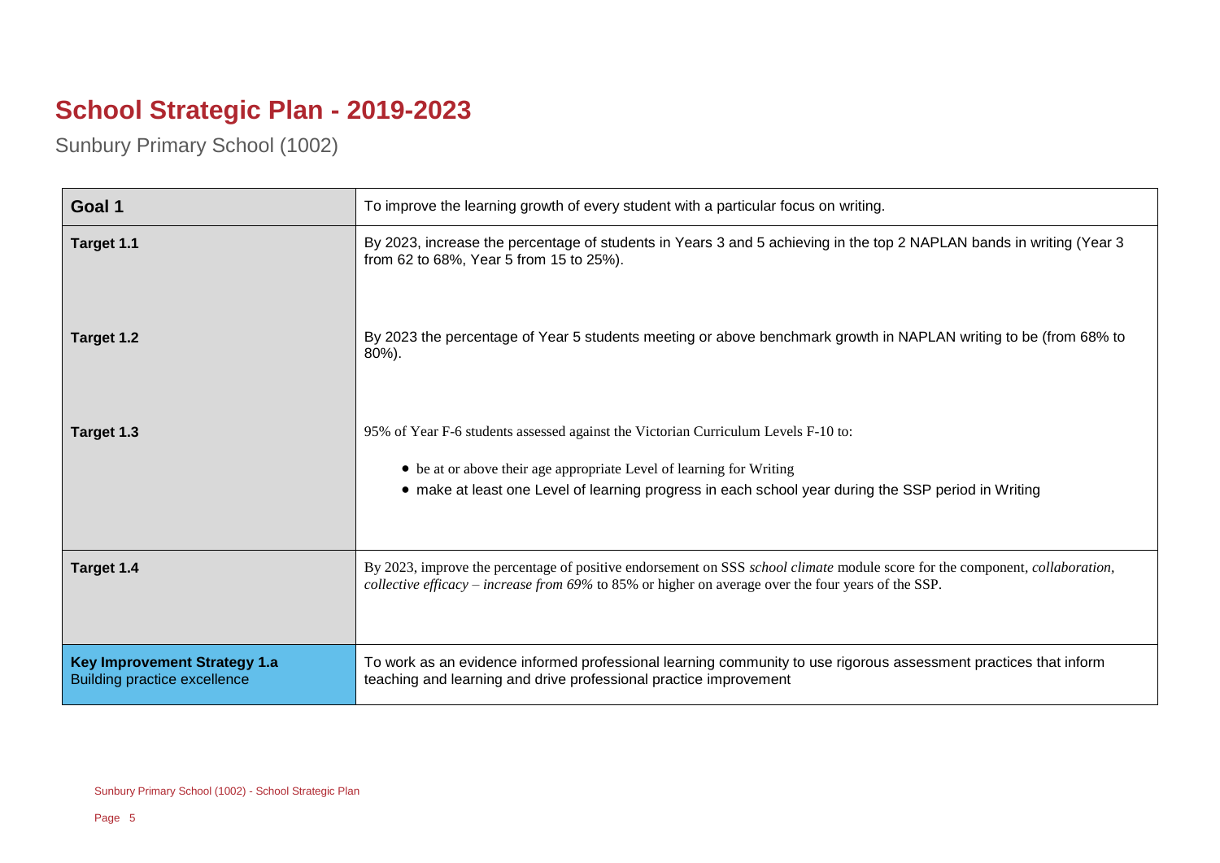# School Strategic Plan - 2019-2023

Sunbury Primary School (1002)

| Goal 1 | To improve the learning growth of every student with a particular focus on writing. |
|---|---|
| Target 1.1 | By 2023, increase the percentage of students in Years 3 and 5 achieving in the top 2 NAPLAN bands in writing (Year 3 from 62 to 68%, Year 5 from 15 to 25%). |
| Target 1.2 | By 2023 the percentage of Year 5 students meeting or above benchmark growth in NAPLAN writing to be (from 68% to 80%). |
| Target 1.3 | 95% of Year F-6 students assessed against the Victorian Curriculum Levels F-10 to:<br>• be at or above their age appropriate Level of learning for Writing<br>• make at least one Level of learning progress in each school year during the SSP period in Writing |
| Target 1.4 | By 2023, improve the percentage of positive endorsement on SSS *school climate* module score for the component, *collaboration, collective efficacy – increase from 69%* to 85% or higher on average over the four years of the SSP. |
| **Key Improvement Strategy 1.a**<br>Building practice excellence | To work as an evidence informed professional learning community to use rigorous assessment practices that inform teaching and learning and drive professional practice improvement |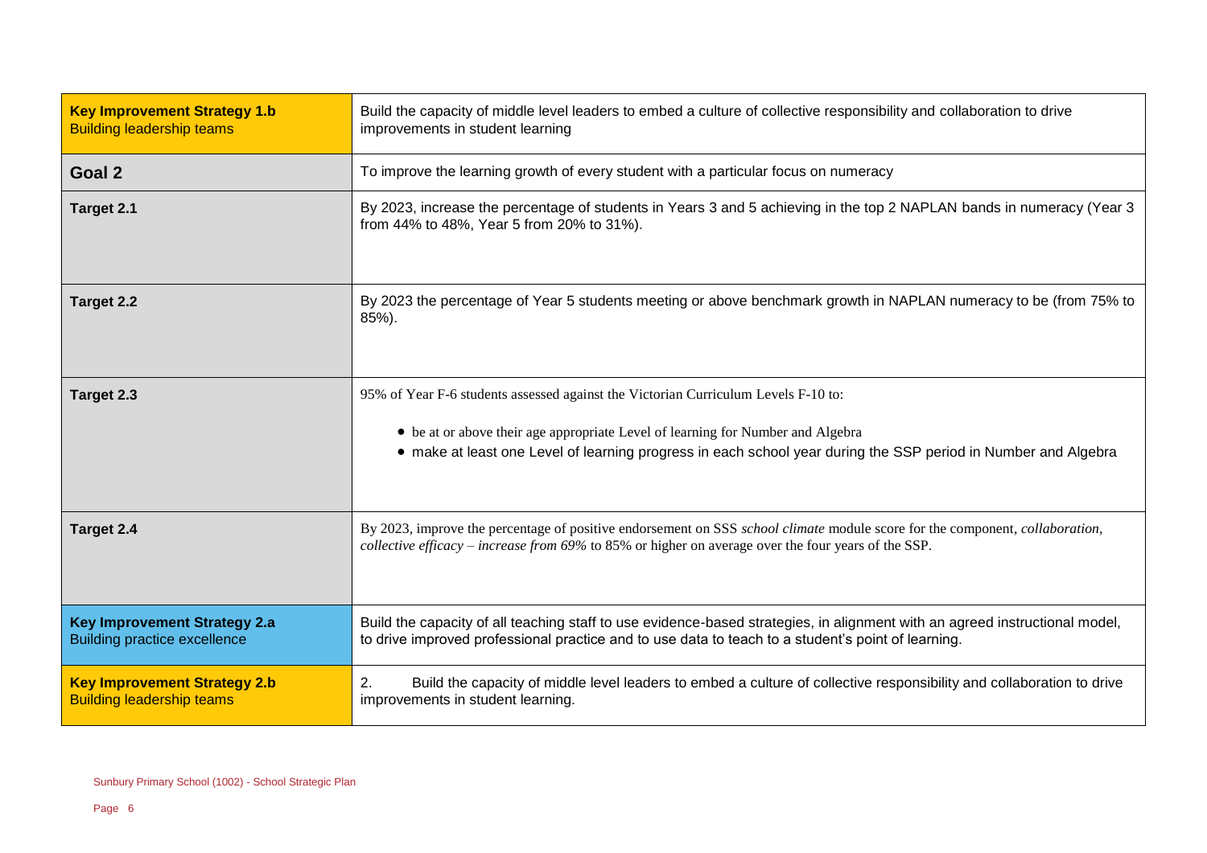| | |
|---|---|
| **Key Improvement Strategy 1.b**<br>Building leadership teams | Build the capacity of middle level leaders to embed a culture of collective responsibility and collaboration to drive improvements in student learning |
| **Goal 2** | To improve the learning growth of every student with a particular focus on numeracy |
| **Target 2.1** | By 2023, increase the percentage of students in Years 3 and 5 achieving in the top 2 NAPLAN bands in numeracy (Year 3 from 44% to 48%, Year 5 from 20% to 31%). |
| **Target 2.2** | By 2023 the percentage of Year 5 students meeting or above benchmark growth in NAPLAN numeracy to be (from 75% to 85%). |
| **Target 2.3** | 95% of Year F-6 students assessed against the Victorian Curriculum Levels F-10 to:<br>• be at or above their age appropriate Level of learning for Number and Algebra<br>• make at least one Level of learning progress in each school year during the SSP period in Number and Algebra |
| **Target 2.4** | By 2023, improve the percentage of positive endorsement on SSS *school climate* module score for the component, *collaboration, collective efficacy – increase from 69%* to 85% or higher on average over the four years of the SSP. |
| **Key Improvement Strategy 2.a**<br>Building practice excellence | Build the capacity of all teaching staff to use evidence-based strategies, in alignment with an agreed instructional model, to drive improved professional practice and to use data to teach to a student's point of learning. |
| **Key Improvement Strategy 2.b**<br>Building leadership teams | 2. Build the capacity of middle level leaders to embed a culture of collective responsibility and collaboration to drive improvements in student learning. |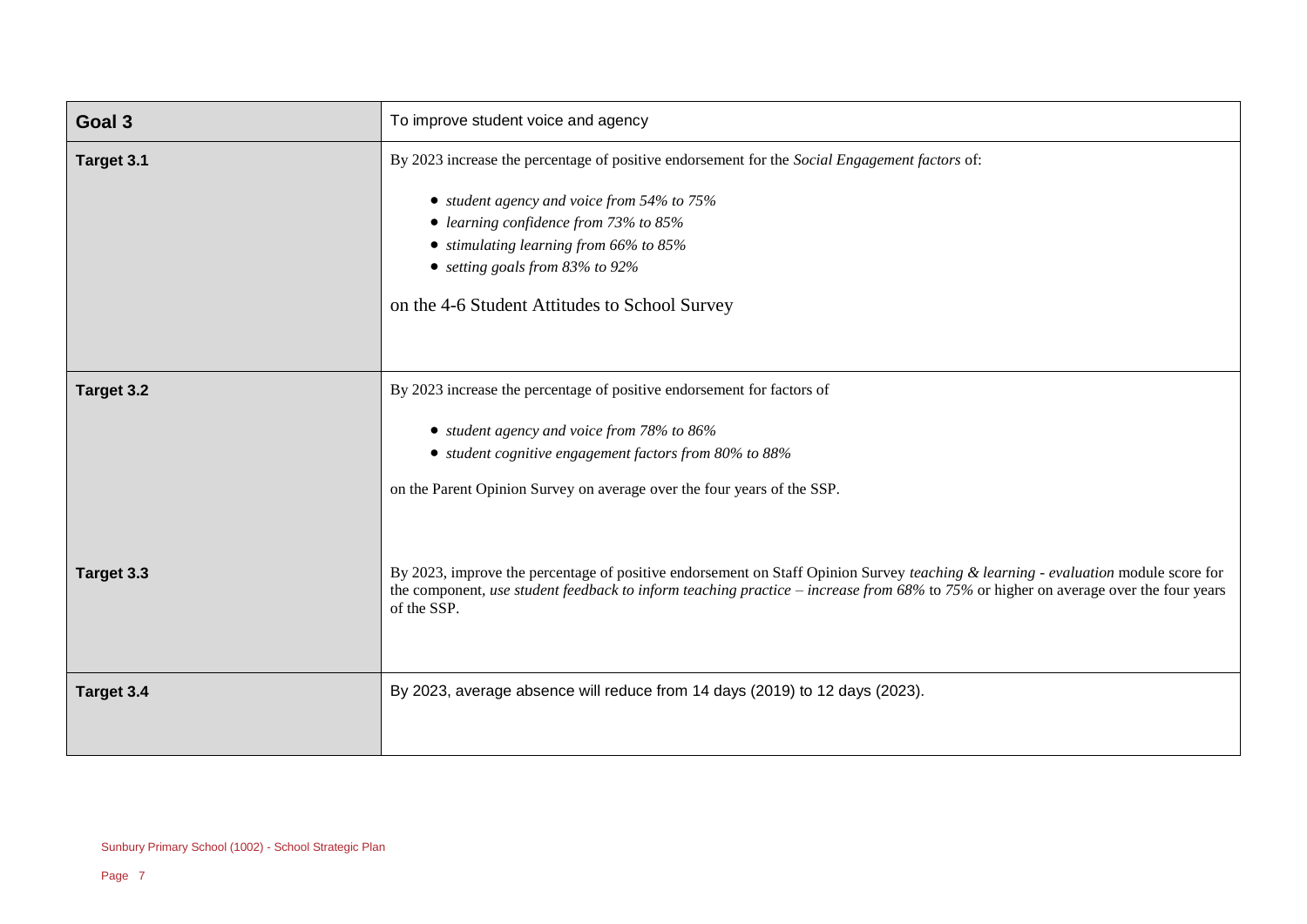| Goal 3 | To improve student voice and agency |
| --- | --- |
| **Target 3.1** | By 2023 increase the percentage of positive endorsement for the *Social Engagement factors* of:<br><br>• *student agency and voice from 54% to 75%*<br>• *learning confidence from 73% to 85%*<br>• *stimulating learning from 66% to 85%*<br>• *setting goals from 83% to 92%*<br><br>on the 4-6 Student Attitudes to School Survey |
| **Target 3.2** | By 2023 increase the percentage of positive endorsement for factors of<br><br>• *student agency and voice from 78% to 86%*<br>• *student cognitive engagement factors from 80% to 88%*<br><br>on the Parent Opinion Survey on average over the four years of the SSP. |
| **Target 3.3** | By 2023, improve the percentage of positive endorsement on Staff Opinion Survey *teaching & learning - evaluation* module score for the component, *use student feedback to inform teaching practice – increase from 68%* to *75%* or higher on average over the four years of the SSP. |
| **Target 3.4** | By 2023, average absence will reduce from 14 days (2019) to 12 days (2023). |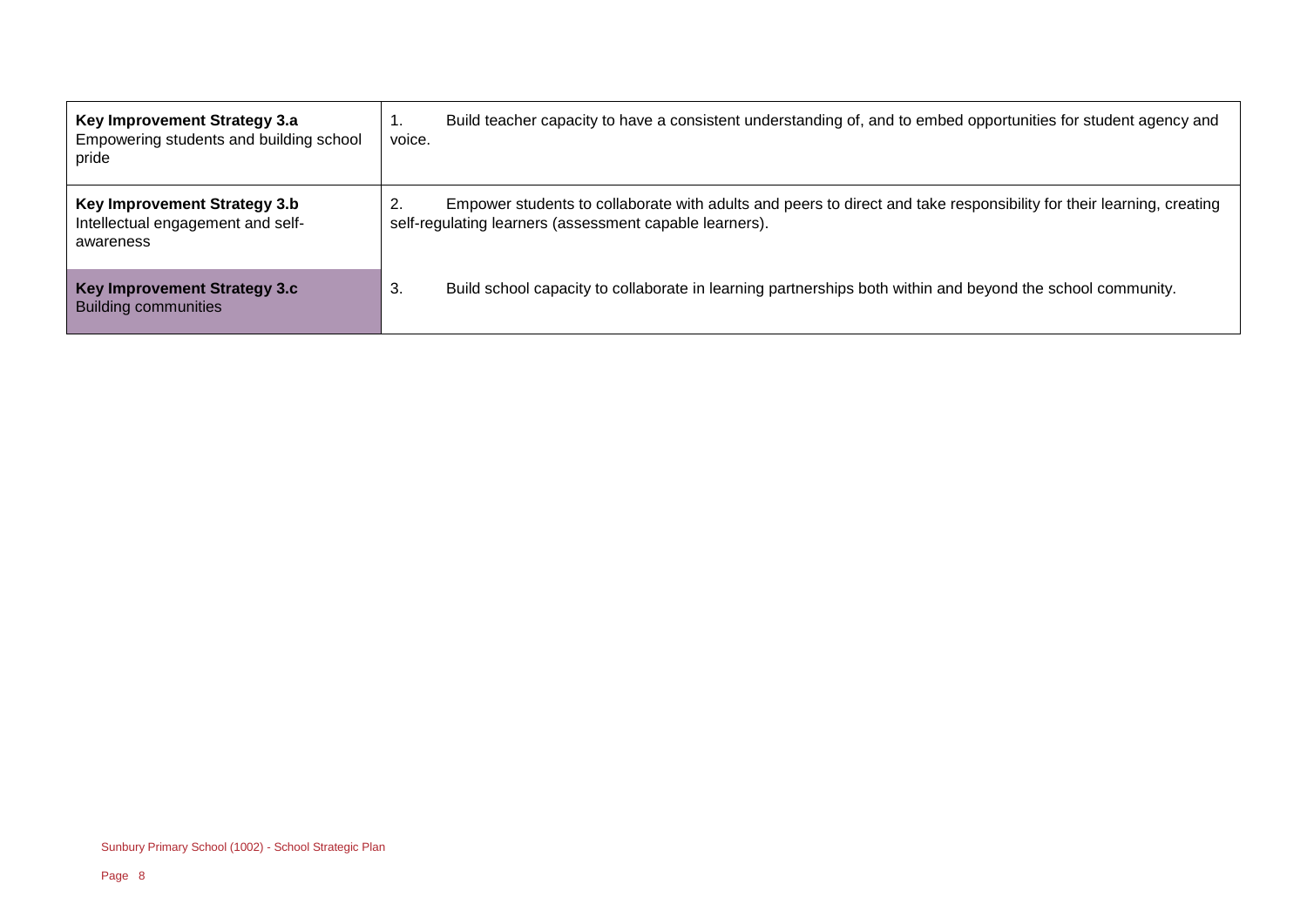| | |
|---|---|
| **Key Improvement Strategy 3.a**<br>Empowering students and building school pride | 1. Build teacher capacity to have a consistent understanding of, and to embed opportunities for student agency and voice. |
| **Key Improvement Strategy 3.b**<br>Intellectual engagement and self-awareness | 2. Empower students to collaborate with adults and peers to direct and take responsibility for their learning, creating self-regulating learners (assessment capable learners). |
| **Key Improvement Strategy 3.c**<br>Building communities | 3. Build school capacity to collaborate in learning partnerships both within and beyond the school community. |